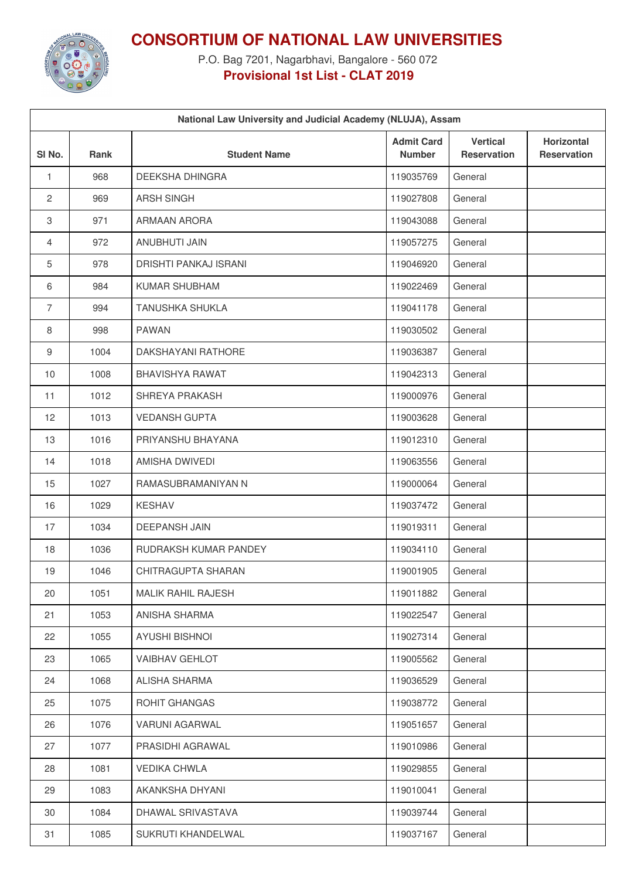# CONSORTIUM OF NATIONAL LAW UNIVERSITIES

P.O. Bag 7201, Nagarbhavi, Bangalore - 560 072

**Provisional 1st List - CLAT 2019**

| National Law University and Judicial Academy (NLUJA), Assam | | | | | |
|---|---|---|---|---|---|
| Sl No. | Rank | Student Name | Admit Card Number | Vertical Reservation | Horizontal Reservation |
| 1 | 968 | DEEKSHA DHINGRA | 119035769 | General | |
| 2 | 969 | ARSH SINGH | 119027808 | General | |
| 3 | 971 | ARMAAN ARORA | 119043088 | General | |
| 4 | 972 | ANUBHUTI JAIN | 119057275 | General | |
| 5 | 978 | DRISHTI PANKAJ ISRANI | 119046920 | General | |
| 6 | 984 | KUMAR SHUBHAM | 119022469 | General | |
| 7 | 994 | TANUSHKA SHUKLA | 119041178 | General | |
| 8 | 998 | PAWAN | 119030502 | General | |
| 9 | 1004 | DAKSHAYANI RATHORE | 119036387 | General | |
| 10 | 1008 | BHAVISHYA RAWAT | 119042313 | General | |
| 11 | 1012 | SHREYA PRAKASH | 119000976 | General | |
| 12 | 1013 | VEDANSH GUPTA | 119003628 | General | |
| 13 | 1016 | PRIYANSHU BHAYANA | 119012310 | General | |
| 14 | 1018 | AMISHA DWIVEDI | 119063556 | General | |
| 15 | 1027 | RAMASUBRAMANIYAN N | 119000064 | General | |
| 16 | 1029 | KESHAV | 119037472 | General | |
| 17 | 1034 | DEEPANSH JAIN | 119019311 | General | |
| 18 | 1036 | RUDRAKSH KUMAR PANDEY | 119034110 | General | |
| 19 | 1046 | CHITRAGUPTA SHARAN | 119001905 | General | |
| 20 | 1051 | MALIK RAHIL RAJESH | 119011882 | General | |
| 21 | 1053 | ANISHA SHARMA | 119022547 | General | |
| 22 | 1055 | AYUSHI BISHNOI | 119027314 | General | |
| 23 | 1065 | VAIBHAV GEHLOT | 119005562 | General | |
| 24 | 1068 | ALISHA SHARMA | 119036529 | General | |
| 25 | 1075 | ROHIT GHANGAS | 119038772 | General | |
| 26 | 1076 | VARUNI AGARWAL | 119051657 | General | |
| 27 | 1077 | PRASIDHI AGRAWAL | 119010986 | General | |
| 28 | 1081 | VEDIKA CHWLA | 119029855 | General | |
| 29 | 1083 | AKANKSHA DHYANI | 119010041 | General | |
| 30 | 1084 | DHAWAL SRIVASTAVA | 119039744 | General | |
| 31 | 1085 | SUKRUTI KHANDELWAL | 119037167 | General | |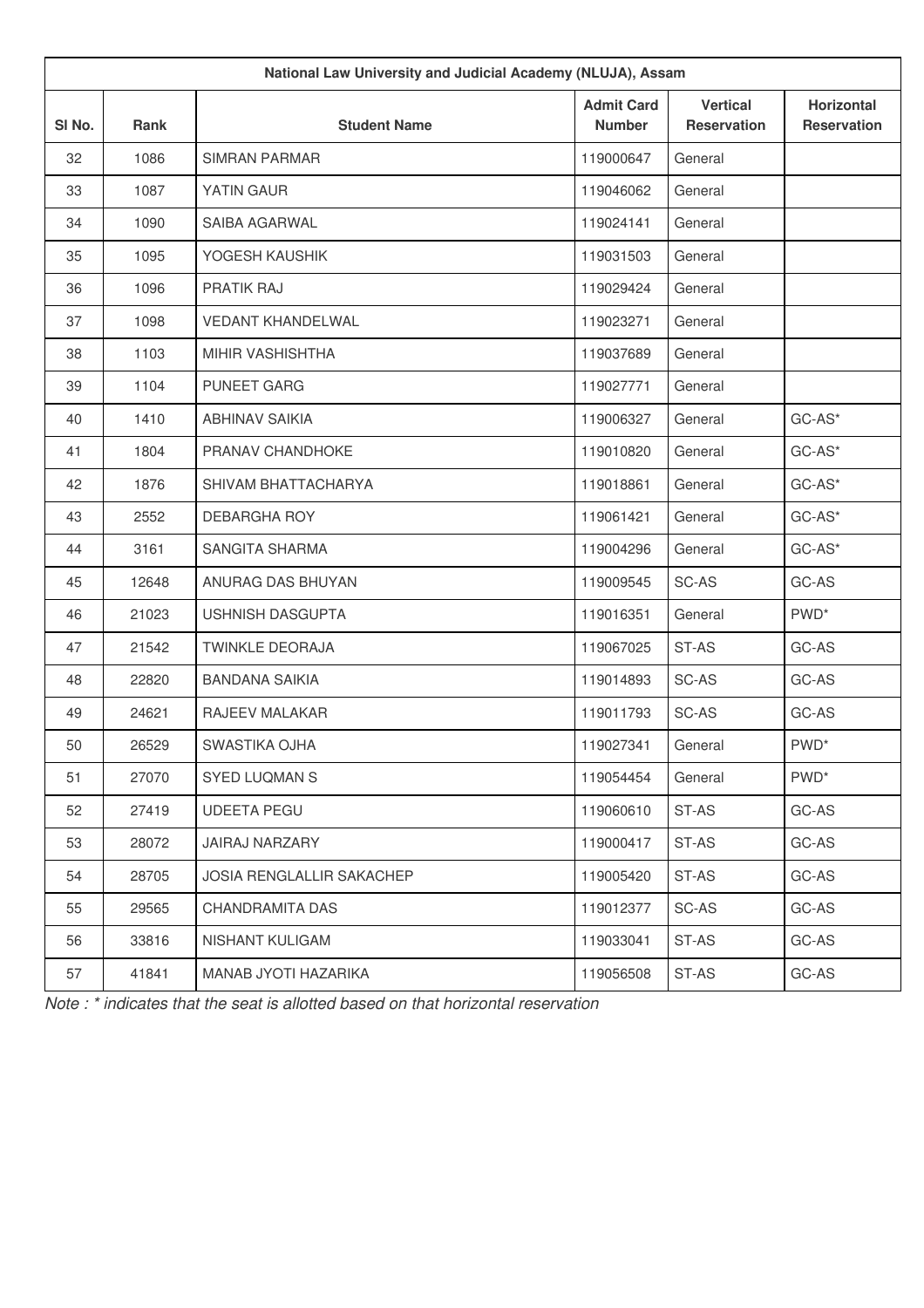| National Law University and Judicial Academy (NLUJA), Assam | | | | | |
|---|---|---|---|---|---|
| Sl No. | Rank | Student Name | Admit Card Number | Vertical Reservation | Horizontal Reservation |
| 32 | 1086 | SIMRAN PARMAR | 119000647 | General | |
| 33 | 1087 | YATIN GAUR | 119046062 | General | |
| 34 | 1090 | SAIBA AGARWAL | 119024141 | General | |
| 35 | 1095 | YOGESH KAUSHIK | 119031503 | General | |
| 36 | 1096 | PRATIK RAJ | 119029424 | General | |
| 37 | 1098 | VEDANT KHANDELWAL | 119023271 | General | |
| 38 | 1103 | MIHIR VASHISHTHA | 119037689 | General | |
| 39 | 1104 | PUNEET GARG | 119027771 | General | |
| 40 | 1410 | ABHINAV SAIKIA | 119006327 | General | GC-AS* |
| 41 | 1804 | PRANAV CHANDHOKE | 119010820 | General | GC-AS* |
| 42 | 1876 | SHIVAM BHATTACHARYA | 119018861 | General | GC-AS* |
| 43 | 2552 | DEBARGHA ROY | 119061421 | General | GC-AS* |
| 44 | 3161 | SANGITA SHARMA | 119004296 | General | GC-AS* |
| 45 | 12648 | ANURAG DAS BHUYAN | 119009545 | SC-AS | GC-AS |
| 46 | 21023 | USHNISH DASGUPTA | 119016351 | General | PWD* |
| 47 | 21542 | TWINKLE DEORAJA | 119067025 | ST-AS | GC-AS |
| 48 | 22820 | BANDANA SAIKIA | 119014893 | SC-AS | GC-AS |
| 49 | 24621 | RAJEEV MALAKAR | 119011793 | SC-AS | GC-AS |
| 50 | 26529 | SWASTIKA OJHA | 119027341 | General | PWD* |
| 51 | 27070 | SYED LUQMAN S | 119054454 | General | PWD* |
| 52 | 27419 | UDEETA PEGU | 119060610 | ST-AS | GC-AS |
| 53 | 28072 | JAIRAJ NARZARY | 119000417 | ST-AS | GC-AS |
| 54 | 28705 | JOSIA RENGLALLIR SAKACHEP | 119005420 | ST-AS | GC-AS |
| 55 | 29565 | CHANDRAMITA DAS | 119012377 | SC-AS | GC-AS |
| 56 | 33816 | NISHANT KULIGAM | 119033041 | ST-AS | GC-AS |
| 57 | 41841 | MANAB JYOTI HAZARIKA | 119056508 | ST-AS | GC-AS |

*Note : * indicates that the seat is allotted based on that horizontal reservation*